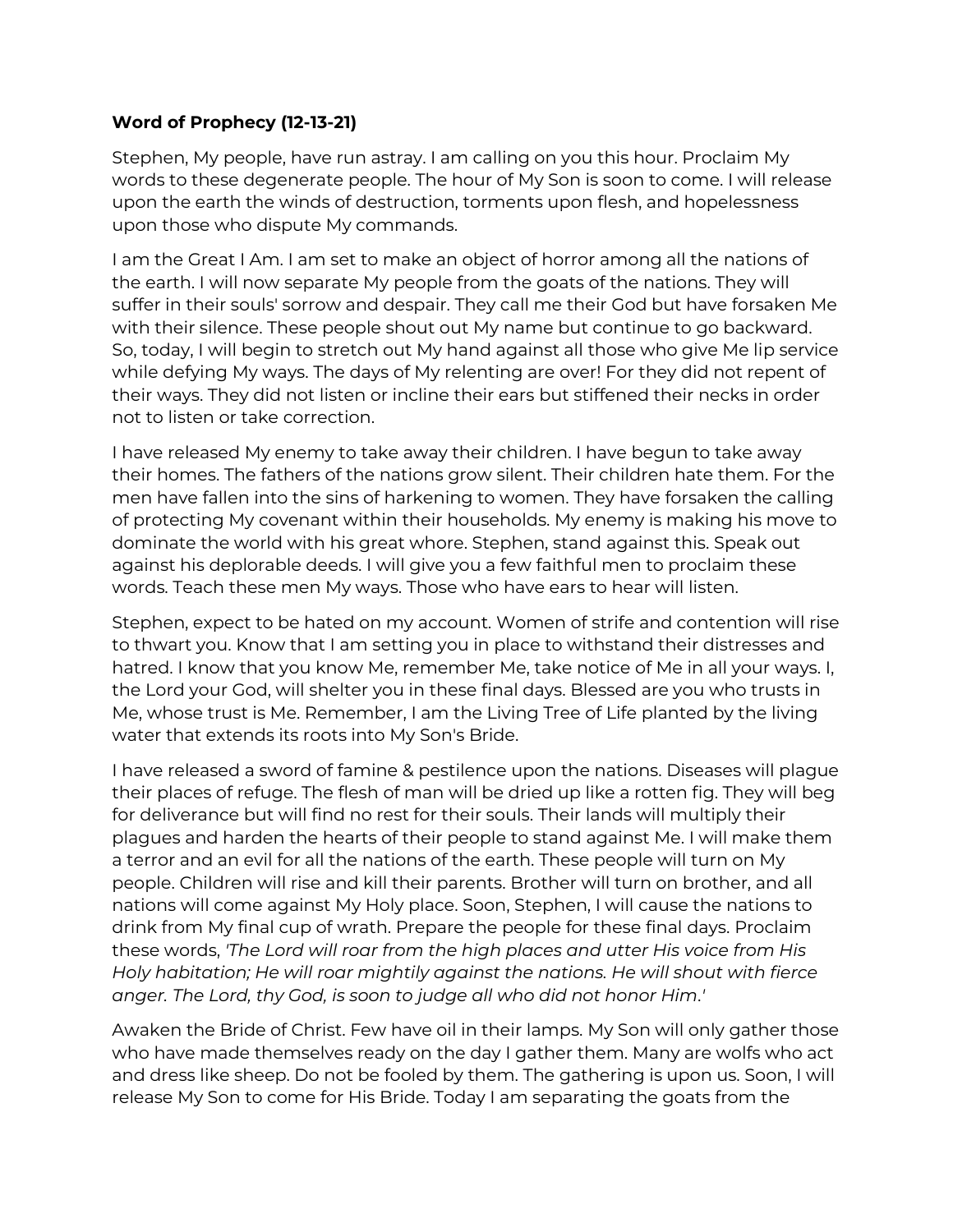**Word of Prophecy (12-13-21)**

Stephen, My people, have run astray. I am calling on you this hour. Proclaim My words to these degenerate people. The hour of My Son is soon to come. I will release upon the earth the winds of destruction, torments upon flesh, and hopelessness upon those who dispute My commands.

I am the Great I Am. I am set to make an object of horror among all the nations of the earth. I will now separate My people from the goats of the nations. They will suffer in their souls' sorrow and despair. They call me their God but have forsaken Me with their silence. These people shout out My name but continue to go backward. So, today, I will begin to stretch out My hand against all those who give Me lip service while defying My ways. The days of My relenting are over! For they did not repent of their ways. They did not listen or incline their ears but stiffened their necks in order not to listen or take correction.

I have released My enemy to take away their children. I have begun to take away their homes. The fathers of the nations grow silent. Their children hate them. For the men have fallen into the sins of harkening to women. They have forsaken the calling of protecting My covenant within their households. My enemy is making his move to dominate the world with his great whore. Stephen, stand against this. Speak out against his deplorable deeds. I will give you a few faithful men to proclaim these words. Teach these men My ways. Those who have ears to hear will listen.

Stephen, expect to be hated on my account. Women of strife and contention will rise to thwart you. Know that I am setting you in place to withstand their distresses and hatred. I know that you know Me, remember Me, take notice of Me in all your ways. I, the Lord your God, will shelter you in these final days. Blessed are you who trusts in Me, whose trust is Me. Remember, I am the Living Tree of Life planted by the living water that extends its roots into My Son's Bride.

I have released a sword of famine & pestilence upon the nations. Diseases will plague their places of refuge. The flesh of man will be dried up like a rotten fig. They will beg for deliverance but will find no rest for their souls. Their lands will multiply their plagues and harden the hearts of their people to stand against Me. I will make them a terror and an evil for all the nations of the earth. These people will turn on My people. Children will rise and kill their parents. Brother will turn on brother, and all nations will come against My Holy place. Soon, Stephen, I will cause the nations to drink from My final cup of wrath. Prepare the people for these final days. Proclaim these words, *'The Lord will roar from the high places and utter His voice from His Holy habitation; He will roar mightily against the nations. He will shout with fierce anger. The Lord, thy God, is soon to judge all who did not honor Him.'*

Awaken the Bride of Christ. Few have oil in their lamps. My Son will only gather those who have made themselves ready on the day I gather them. Many are wolfs who act and dress like sheep. Do not be fooled by them. The gathering is upon us. Soon, I will release My Son to come for His Bride. Today I am separating the goats from the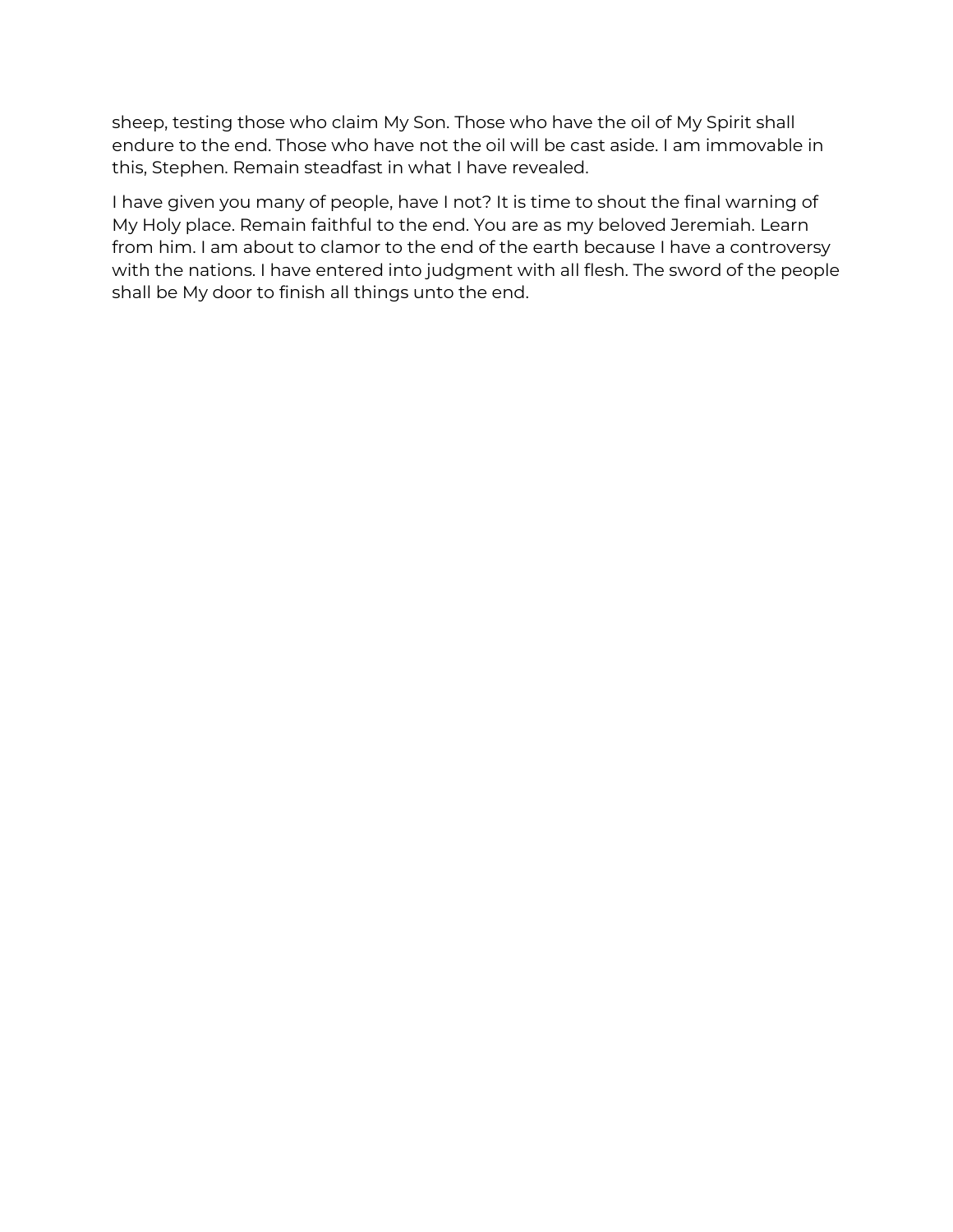sheep, testing those who claim My Son. Those who have the oil of My Spirit shall endure to the end. Those who have not the oil will be cast aside. I am immovable in this, Stephen. Remain steadfast in what I have revealed.

I have given you many of people, have I not? It is time to shout the final warning of My Holy place. Remain faithful to the end. You are as my beloved Jeremiah. Learn from him. I am about to clamor to the end of the earth because I have a controversy with the nations. I have entered into judgment with all flesh. The sword of the people shall be My door to finish all things unto the end.